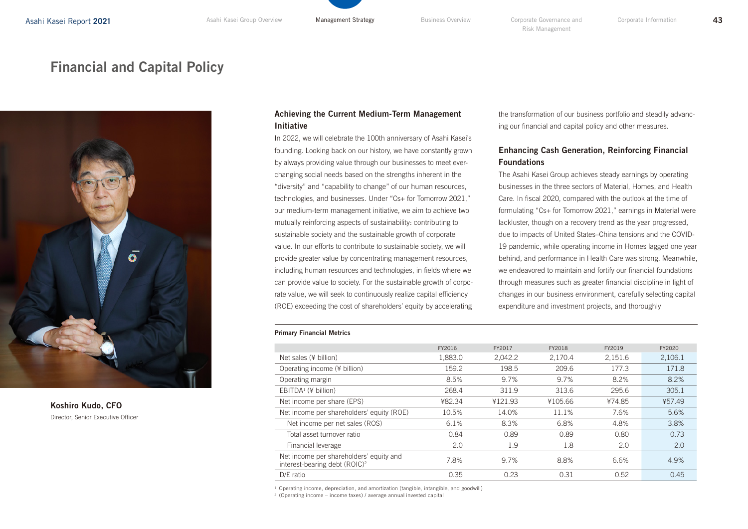# Financial and Capital Policy

**Koshiro Kudo, CFO**
Director, Senior Executive Officer

### Achieving the Current Medium-Term Management Initiative

In 2022, we will celebrate the 100th anniversary of Asahi Kasei's founding. Looking back on our history, we have constantly grown by always providing value through our businesses to meet ever-changing social needs based on the strengths inherent in the "diversity" and "capability to change" of our human resources, technologies, and businesses. Under "Cs+ for Tomorrow 2021," our medium-term management initiative, we aim to achieve two mutually reinforcing aspects of sustainability: contributing to sustainable society and the sustainable growth of corporate value. In our efforts to contribute to sustainable society, we will provide greater value by concentrating management resources, including human resources and technologies, in fields where we can provide value to society. For the sustainable growth of corporate value, we will seek to continuously realize capital efficiency (ROE) exceeding the cost of shareholders' equity by accelerating the transformation of our business portfolio and steadily advancing our financial and capital policy and other measures.

### Enhancing Cash Generation, Reinforcing Financial Foundations

The Asahi Kasei Group achieves steady earnings by operating businesses in the three sectors of Material, Homes, and Health Care. In fiscal 2020, compared with the outlook at the time of formulating "Cs+ for Tomorrow 2021," earnings in Material were lackluster, though on a recovery trend as the year progressed, due to impacts of United States–China tensions and the COVID-19 pandemic, while operating income in Homes lagged one year behind, and performance in Health Care was strong. Meanwhile, we endeavored to maintain and fortify our financial foundations through measures such as greater financial discipline in light of changes in our business environment, carefully selecting capital expenditure and investment projects, and thoroughly

**Primary Financial Metrics**

| | FY2016 | FY2017 | FY2018 | FY2019 | FY2020 |
|---|---|---|---|---|---|
| Net sales (¥ billion) | 1,883.0 | 2,042.2 | 2,170.4 | 2,151.6 | 2,106.1 |
| Operating income (¥ billion) | 159.2 | 198.5 | 209.6 | 177.3 | 171.8 |
| Operating margin | 8.5% | 9.7% | 9.7% | 8.2% | 8.2% |
| EBITDA[1] (¥ billion) | 268.4 | 311.9 | 313.6 | 295.6 | 305.1 |
| Net income per share (EPS) | ¥82.34 | ¥121.93 | ¥105.66 | ¥74.85 | ¥57.49 |
| Net income per shareholders' equity (ROE) | 10.5% | 14.0% | 11.1% | 7.6% | 5.6% |
| Net income per net sales (ROS) | 6.1% | 8.3% | 6.8% | 4.8% | 3.8% |
| Total asset turnover ratio | 0.84 | 0.89 | 0.89 | 0.80 | 0.73 |
| Financial leverage | 2.0 | 1.9 | 1.8 | 2.0 | 2.0 |
| Net income per shareholders' equity and interest-bearing debt (ROIC)[2] | 7.8% | 9.7% | 8.8% | 6.6% | 4.9% |
| D/E ratio | 0.35 | 0.23 | 0.31 | 0.52 | 0.45 |

[1] Operating income, depreciation, and amortization (tangible, intangible, and goodwill)
[2] (Operating income – income taxes) / average annual invested capital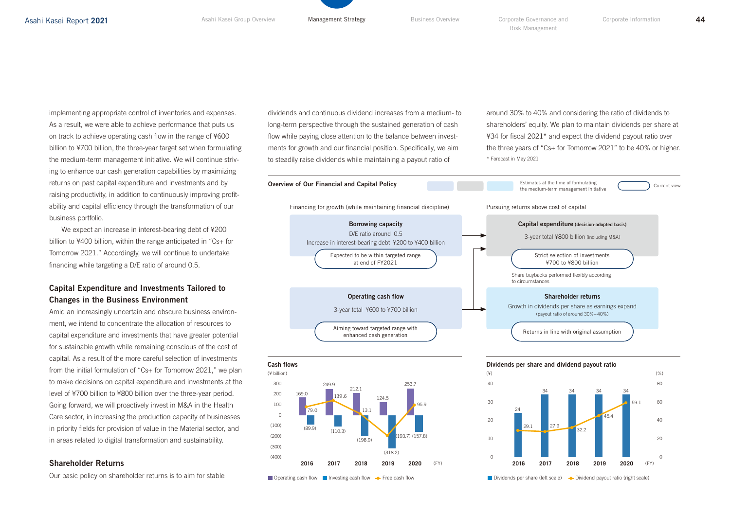implementing appropriate control of inventories and expenses. As a result, we were able to achieve performance that puts us on track to achieve operating cash flow in the range of ¥600 billion to ¥700 billion, the three-year target set when formulating the medium-term management initiative. We will continue striving to enhance our cash generation capabilities by maximizing returns on past capital expenditure and investments and by raising productivity, in addition to continuously improving profitability and capital efficiency through the transformation of our business portfolio.

We expect an increase in interest-bearing debt of ¥200 billion to ¥400 billion, within the range anticipated in "Cs+ for Tomorrow 2021." Accordingly, we will continue to undertake financing while targeting a D/E ratio of around 0.5.

### Capital Expenditure and Investments Tailored to Changes in the Business Environment

Amid an increasingly uncertain and obscure business environment, we intend to concentrate the allocation of resources to capital expenditure and investments that have greater potential for sustainable growth while remaining conscious of the cost of capital. As a result of the more careful selection of investments from the initial formulation of "Cs+ for Tomorrow 2021," we plan to make decisions on capital expenditure and investments at the level of ¥700 billion to ¥800 billion over the three-year period. Going forward, we will proactively invest in M&A in the Health Care sector, in increasing the production capacity of businesses in priority fields for provision of value in the Material sector, and in areas related to digital transformation and sustainability.

### Shareholder Returns

Our basic policy on shareholder returns is to aim for stable dividends and continuous dividend increases from a medium- to long-term perspective through the sustained generation of cash flow while paying close attention to the balance between investments for growth and our financial position. Specifically, we aim to steadily raise dividends while maintaining a payout ratio of around 30% to 40% and considering the ratio of dividends to shareholders' equity. We plan to maintain dividends per share at ¥34 for fiscal 2021* and expect the dividend payout ratio over the three years of "Cs+ for Tomorrow 2021" to be 40% or higher.

\* Forecast in May 2021

**Overview of Our Financial and Capital Policy**

Estimates at the time of formulating the medium-term management initiative
Current view

Financing for growth (while maintaining financial discipline)

**Borrowing capacity**
D/E ratio around 0.5
Increase in interest-bearing debt ¥200 to ¥400 billion
Expected to be within targeted range at end of FY2021

**Operating cash flow**
3-year total ¥600 to ¥700 billion
Aiming toward targeted range with enhanced cash generation

Pursuing returns above cost of capital

**Capital expenditure** (decision-adopted basis)
3-year total ¥800 billion (including M&A)
Strict selection of investments ¥700 to ¥800 billion

Share buybacks performed flexibly according to circumstances

**Shareholder returns**
Growth in dividends per share as earnings expand
(payout ratio of around 30%–40%)
Returns in line with original assumption

**Cash flows**

(¥ billion)
300
200
100
0
(100)
(200)
(300)
(400)

169.0
(89.9)
79.0
249.9
(110.3)
139.6
212.1
(198.9)
13.1
124.5
(318.2)
(193.7)
253.7
(157.8)
95.9

2016 2017 2018 2019 2020 (FY)

Operating cash flow · Investing cash flow · Free cash flow

**Dividends per share and dividend payout ratio**

(¥) (%)
40 80
30 60
20 40
10 20
0 0

24
29.1
34
27.9
34
32.2
34
45.4
34
59.1

2016 2017 2018 2019 2020 (FY)

Dividends per share (left scale) · Dividend payout ratio (right scale)